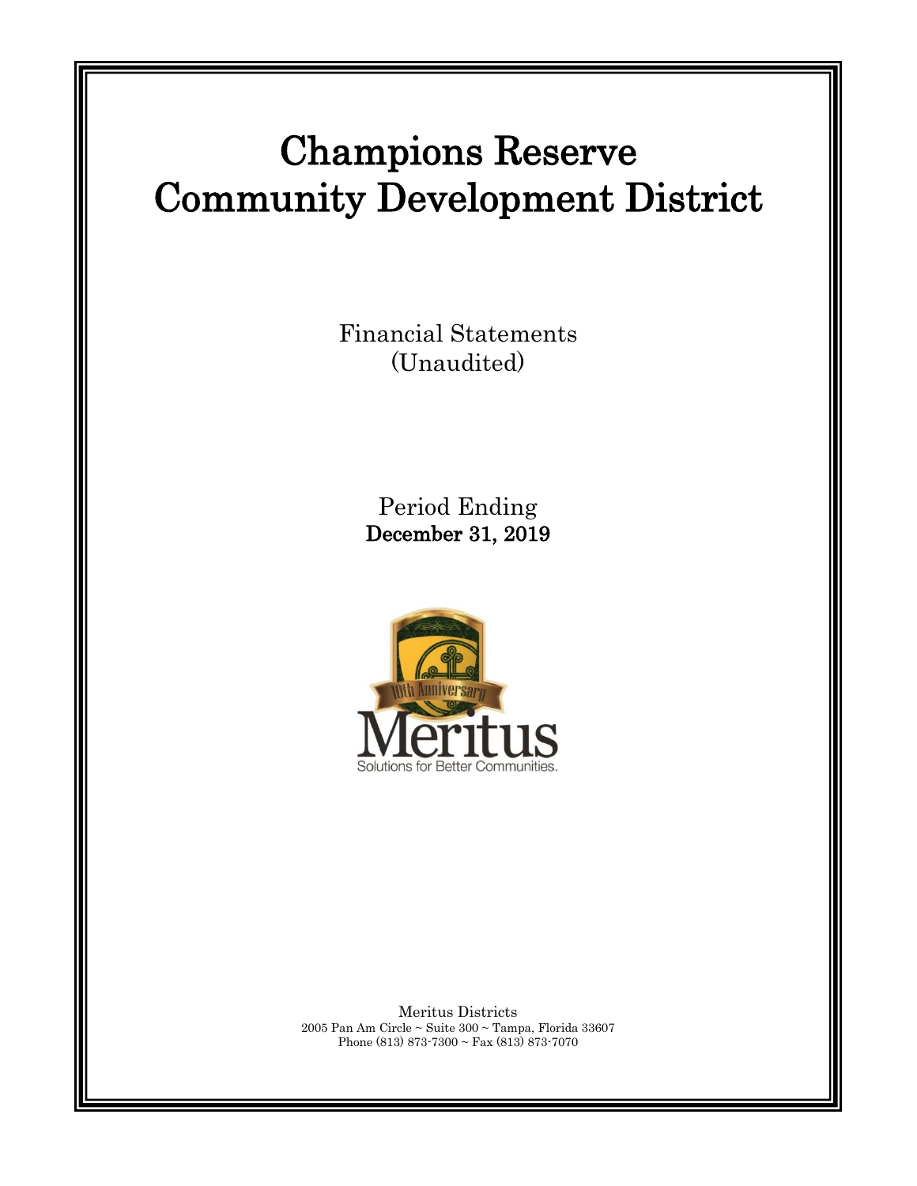# Champions Reserve Community Development District

Financial Statements
(Unaudited)

Period Ending
**December 31, 2019**

Meritus Districts
2005 Pan Am Circle ~ Suite 300 ~ Tampa, Florida 33607
Phone (813) 873-7300 ~ Fax (813) 873-7070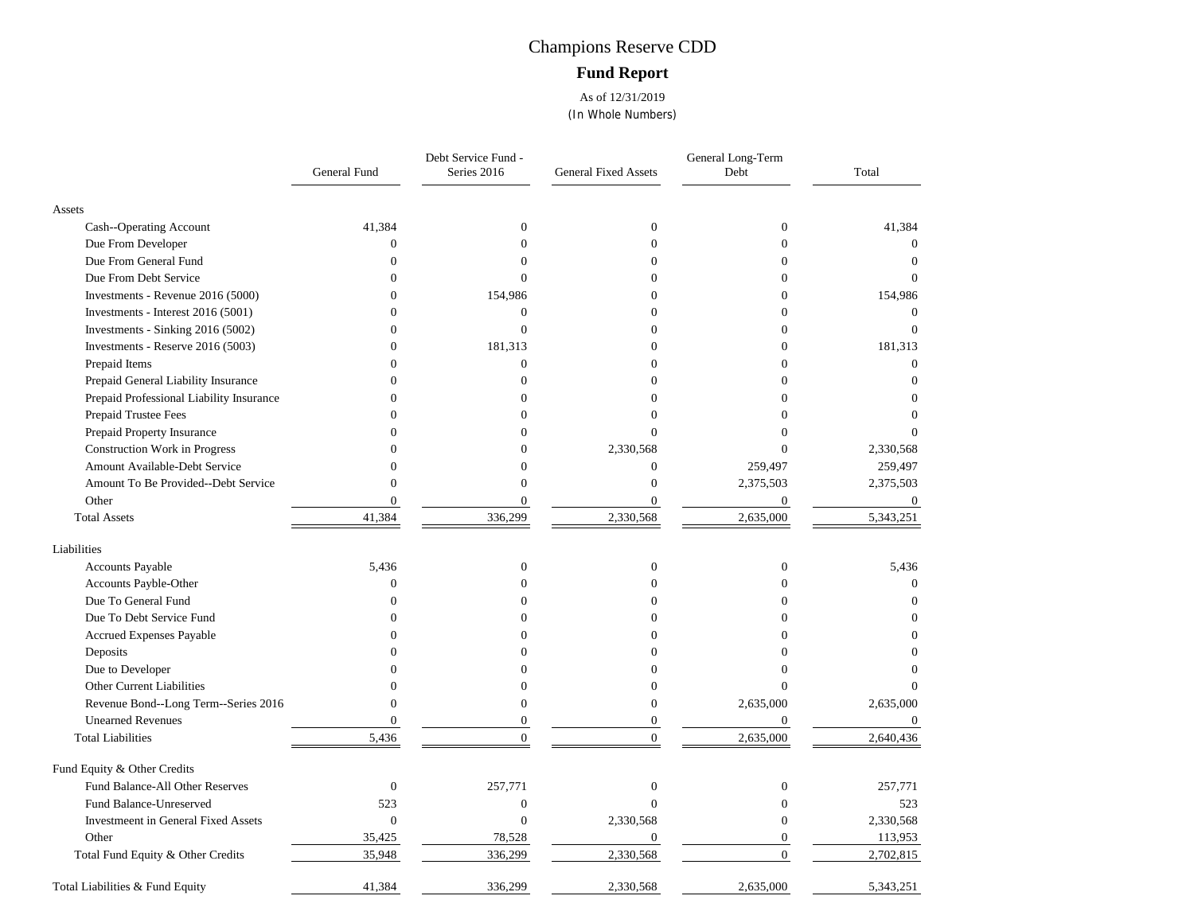# Champions Reserve CDD

## Fund Report

As of 12/31/2019

(In Whole Numbers)

| | General Fund | Debt Service Fund - Series 2016 | General Fixed Assets | General Long-Term Debt | Total |
|---|---|---|---|---|---|
| **Assets** | | | | | |
| Cash--Operating Account | 41,384 | 0 | 0 | 0 | 41,384 |
| Due From Developer | 0 | 0 | 0 | 0 | 0 |
| Due From General Fund | 0 | 0 | 0 | 0 | 0 |
| Due From Debt Service | 0 | 0 | 0 | 0 | 0 |
| Investments - Revenue 2016 (5000) | 0 | 154,986 | 0 | 0 | 154,986 |
| Investments - Interest 2016 (5001) | 0 | 0 | 0 | 0 | 0 |
| Investments - Sinking 2016 (5002) | 0 | 0 | 0 | 0 | 0 |
| Investments - Reserve 2016 (5003) | 0 | 181,313 | 0 | 0 | 181,313 |
| Prepaid Items | 0 | 0 | 0 | 0 | 0 |
| Prepaid General Liability Insurance | 0 | 0 | 0 | 0 | 0 |
| Prepaid Professional Liability Insurance | 0 | 0 | 0 | 0 | 0 |
| Prepaid Trustee Fees | 0 | 0 | 0 | 0 | 0 |
| Prepaid Property Insurance | 0 | 0 | 0 | 0 | 0 |
| Construction Work in Progress | 0 | 0 | 2,330,568 | 0 | 2,330,568 |
| Amount Available-Debt Service | 0 | 0 | 0 | 259,497 | 259,497 |
| Amount To Be Provided--Debt Service | 0 | 0 | 0 | 2,375,503 | 2,375,503 |
| Other | 0 | 0 | 0 | 0 | 0 |
| Total Assets | 41,384 | 336,299 | 2,330,568 | 2,635,000 | 5,343,251 |
| **Liabilities** | | | | | |
| Accounts Payable | 5,436 | 0 | 0 | 0 | 5,436 |
| Accounts Payble-Other | 0 | 0 | 0 | 0 | 0 |
| Due To General Fund | 0 | 0 | 0 | 0 | 0 |
| Due To Debt Service Fund | 0 | 0 | 0 | 0 | 0 |
| Accrued Expenses Payable | 0 | 0 | 0 | 0 | 0 |
| Deposits | 0 | 0 | 0 | 0 | 0 |
| Due to Developer | 0 | 0 | 0 | 0 | 0 |
| Other Current Liabilities | 0 | 0 | 0 | 0 | 0 |
| Revenue Bond--Long Term--Series 2016 | 0 | 0 | 0 | 2,635,000 | 2,635,000 |
| Unearned Revenues | 0 | 0 | 0 | 0 | 0 |
| Total Liabilities | 5,436 | 0 | 0 | 2,635,000 | 2,640,436 |
| **Fund Equity & Other Credits** | | | | | |
| Fund Balance-All Other Reserves | 0 | 257,771 | 0 | 0 | 257,771 |
| Fund Balance-Unreserved | 523 | 0 | 0 | 0 | 523 |
| Investmeent in General Fixed Assets | 0 | 0 | 2,330,568 | 0 | 2,330,568 |
| Other | 35,425 | 78,528 | 0 | 0 | 113,953 |
| Total Fund Equity & Other Credits | 35,948 | 336,299 | 2,330,568 | 0 | 2,702,815 |
| Total Liabilities & Fund Equity | 41,384 | 336,299 | 2,330,568 | 2,635,000 | 5,343,251 |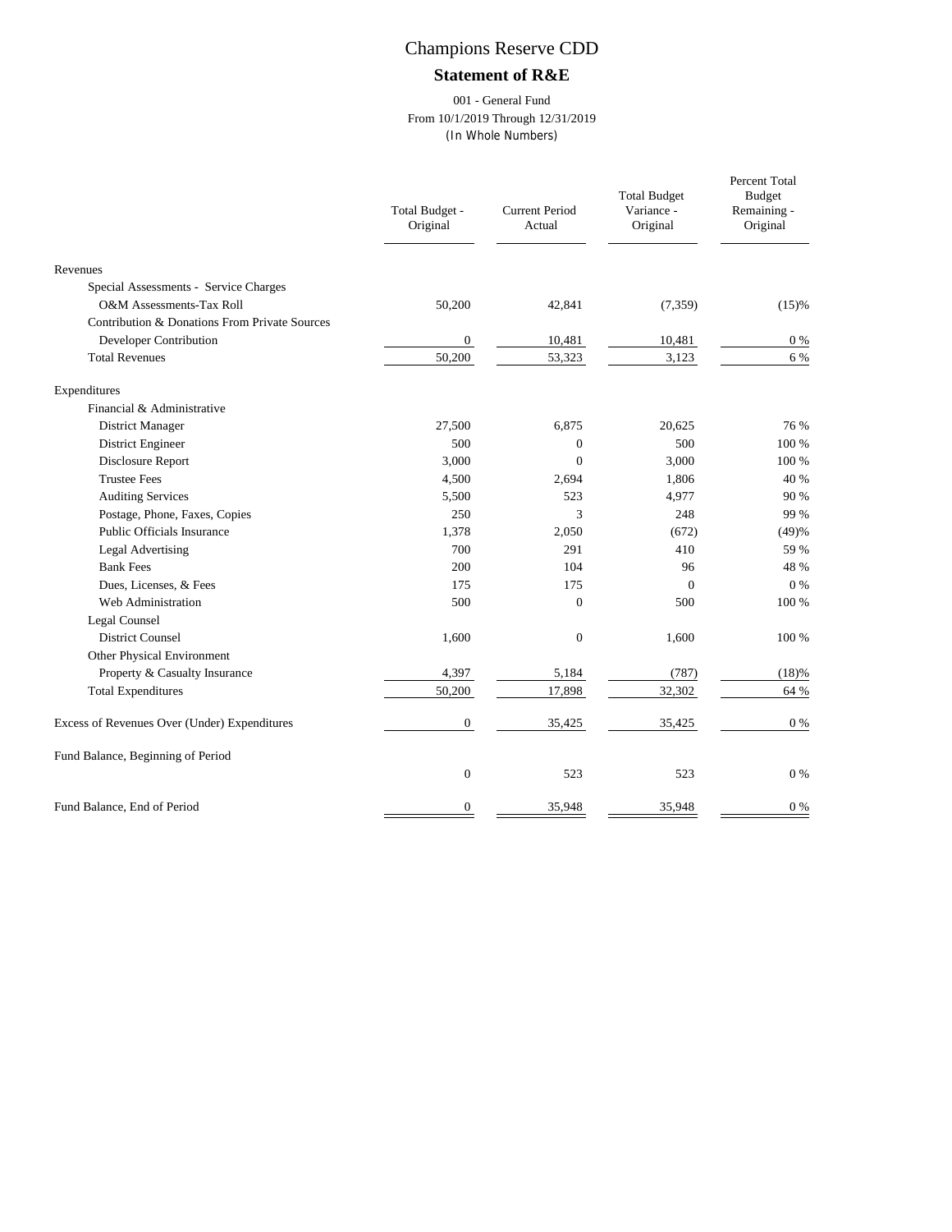# Champions Reserve CDD

## Statement of R&E

001 - General Fund
From 10/1/2019 Through 12/31/2019
(In Whole Numbers)

| | Total Budget - Original | Current Period Actual | Total Budget Variance - Original | Percent Total Budget Remaining - Original |
|---|---|---|---|---|
| Revenues | | | | |
| Special Assessments - Service Charges | | | | |
| O&M Assessments-Tax Roll | 50,200 | 42,841 | (7,359) | (15)% |
| Contribution & Donations From Private Sources | | | | |
| Developer Contribution | 0 | 10,481 | 10,481 | 0 % |
| Total Revenues | 50,200 | 53,323 | 3,123 | 6 % |
| Expenditures | | | | |
| Financial & Administrative | | | | |
| District Manager | 27,500 | 6,875 | 20,625 | 76 % |
| District Engineer | 500 | 0 | 500 | 100 % |
| Disclosure Report | 3,000 | 0 | 3,000 | 100 % |
| Trustee Fees | 4,500 | 2,694 | 1,806 | 40 % |
| Auditing Services | 5,500 | 523 | 4,977 | 90 % |
| Postage, Phone, Faxes, Copies | 250 | 3 | 248 | 99 % |
| Public Officials Insurance | 1,378 | 2,050 | (672) | (49)% |
| Legal Advertising | 700 | 291 | 410 | 59 % |
| Bank Fees | 200 | 104 | 96 | 48 % |
| Dues, Licenses, & Fees | 175 | 175 | 0 | 0 % |
| Web Administration | 500 | 0 | 500 | 100 % |
| Legal Counsel | | | | |
| District Counsel | 1,600 | 0 | 1,600 | 100 % |
| Other Physical Environment | | | | |
| Property & Casualty Insurance | 4,397 | 5,184 | (787) | (18)% |
| Total Expenditures | 50,200 | 17,898 | 32,302 | 64 % |
| Excess of Revenues Over (Under) Expenditures | 0 | 35,425 | 35,425 | 0 % |
| Fund Balance, Beginning of Period | 0 | 523 | 523 | 0 % |
| Fund Balance, End of Period | 0 | 35,948 | 35,948 | 0 % |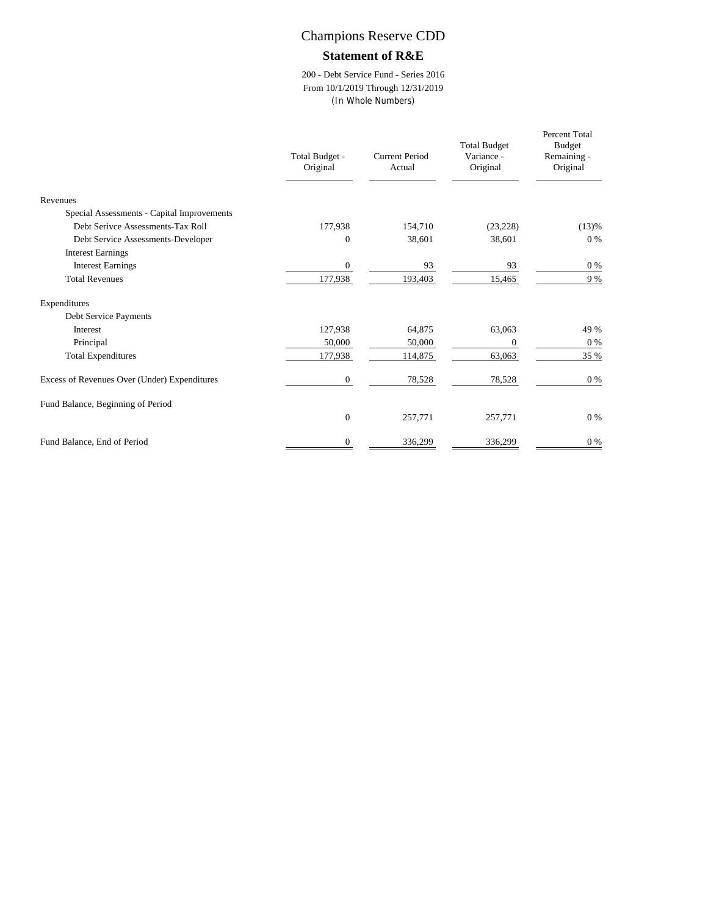# Champions Reserve CDD

## Statement of R&E

200 - Debt Service Fund - Series 2016
From 10/1/2019 Through 12/31/2019
(In Whole Numbers)

| | Total Budget - Original | Current Period Actual | Total Budget Variance - Original | Percent Total Budget Remaining - Original |
|---|---|---|---|---|
| Revenues | | | | |
| Special Assessments - Capital Improvements | | | | |
| Debt Serivce Assessments-Tax Roll | 177,938 | 154,710 | (23,228) | (13)% |
| Debt Service Assessments-Developer | 0 | 38,601 | 38,601 | 0 % |
| Interest Earnings | | | | |
| Interest Earnings | 0 | 93 | 93 | 0 % |
| Total Revenues | 177,938 | 193,403 | 15,465 | 9 % |
| Expenditures | | | | |
| Debt Service Payments | | | | |
| Interest | 127,938 | 64,875 | 63,063 | 49 % |
| Principal | 50,000 | 50,000 | 0 | 0 % |
| Total Expenditures | 177,938 | 114,875 | 63,063 | 35 % |
| Excess of Revenues Over (Under) Expenditures | 0 | 78,528 | 78,528 | 0 % |
| Fund Balance, Beginning of Period | 0 | 257,771 | 257,771 | 0 % |
| Fund Balance, End of Period | 0 | 336,299 | 336,299 | 0 % |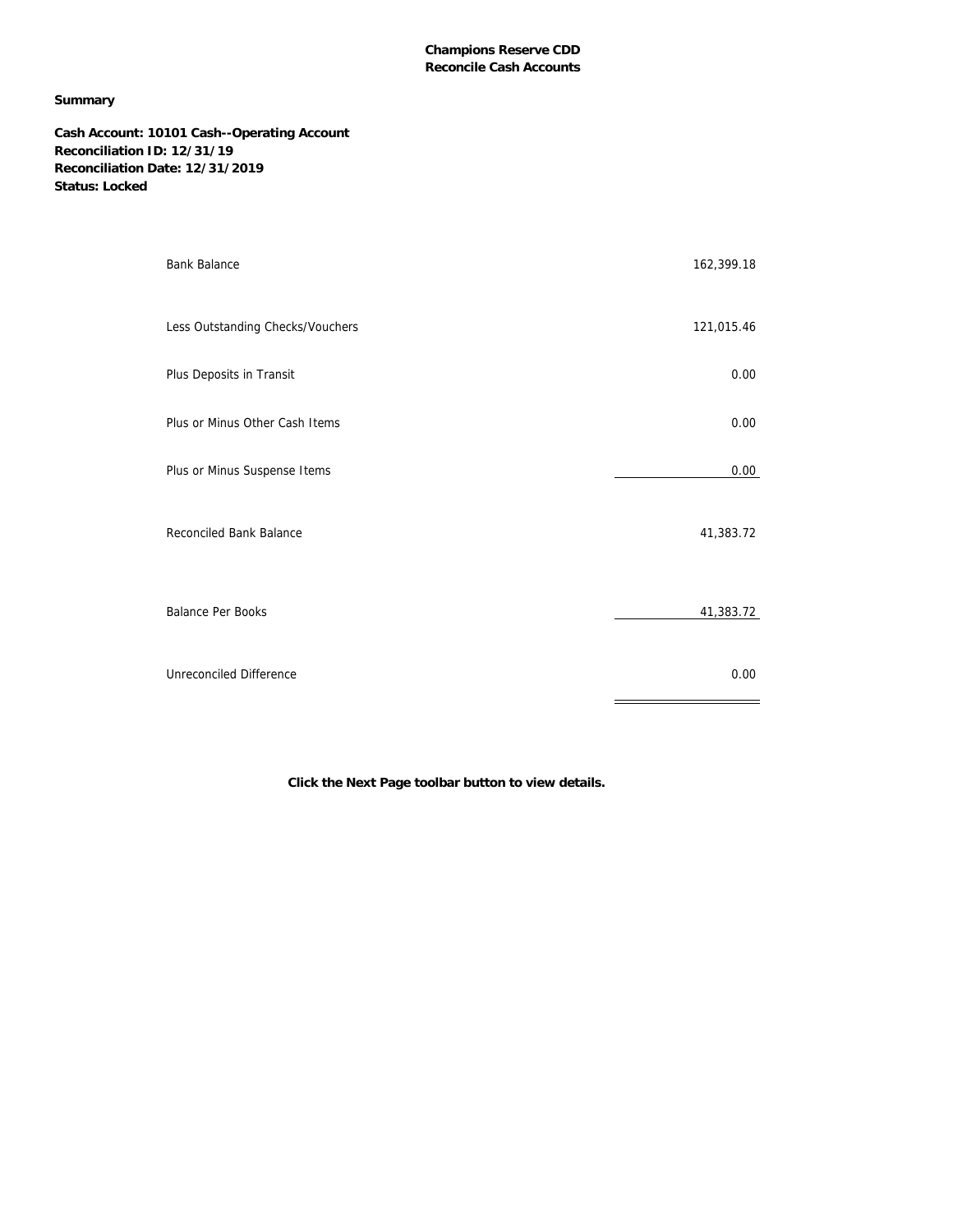**Champions Reserve CDD**
**Reconcile Cash Accounts**

**Summary**

**Cash Account: 10101 Cash--Operating Account**
**Reconciliation ID: 12/31/19**
**Reconciliation Date: 12/31/2019**
**Status: Locked**

| | |
|---|---:|
| Bank Balance | 162,399.18 |
| Less Outstanding Checks/Vouchers | 121,015.46 |
| Plus Deposits in Transit | 0.00 |
| Plus or Minus Other Cash Items | 0.00 |
| Plus or Minus Suspense Items | 0.00 |
| Reconciled Bank Balance | 41,383.72 |
| Balance Per Books | 41,383.72 |
| Unreconciled Difference | 0.00 |

**Click the Next Page toolbar button to view details.**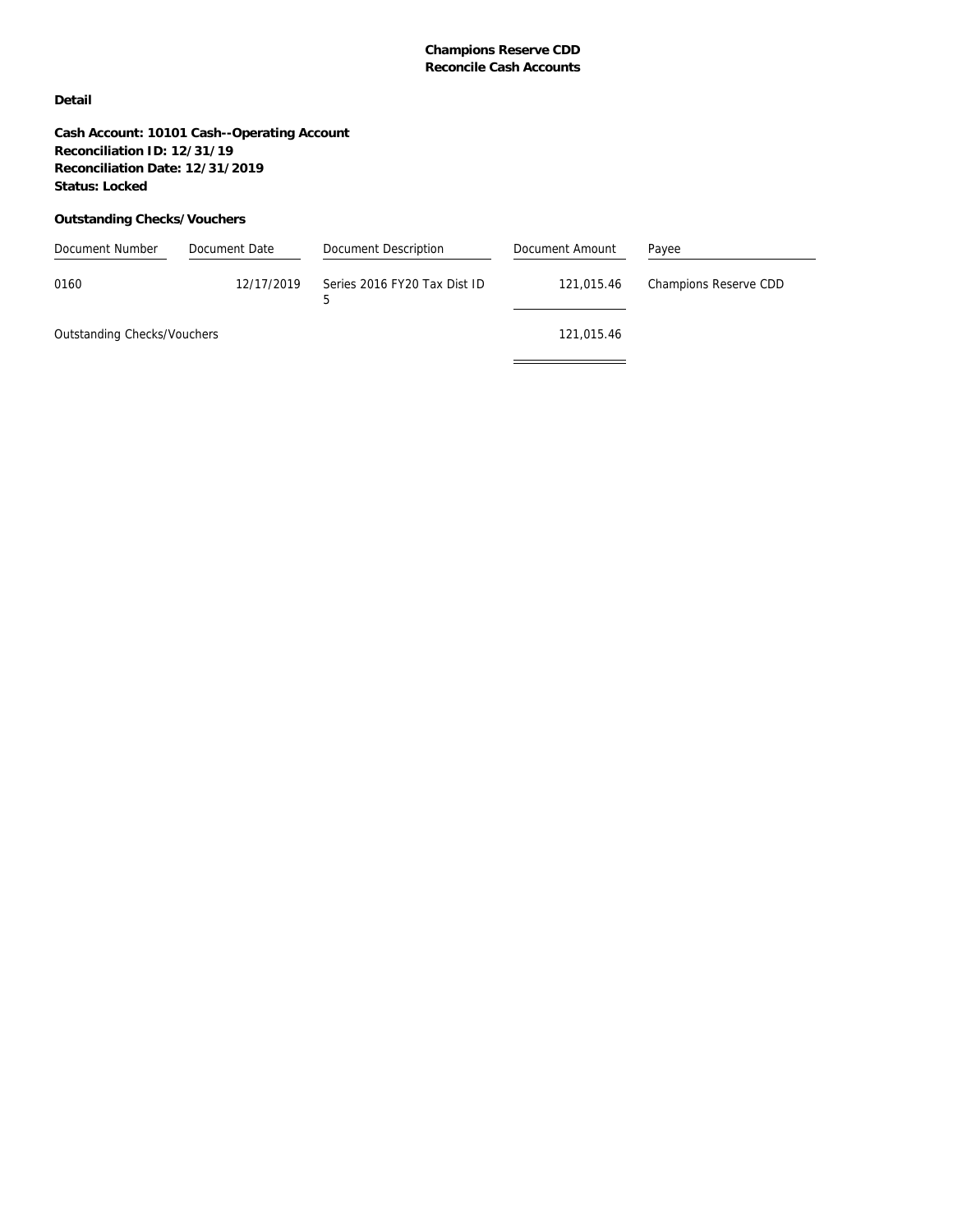**Champions Reserve CDD**
**Reconcile Cash Accounts**

**Detail**

**Cash Account: 10101 Cash--Operating Account**
**Reconciliation ID: 12/31/19**
**Reconciliation Date: 12/31/2019**
**Status: Locked**

**Outstanding Checks/Vouchers**

| Document Number | Document Date | Document Description | Document Amount | Payee |
|---|---|---|---|---|
| 0160 | 12/17/2019 | Series 2016 FY20 Tax Dist ID 5 | 121,015.46 | Champions Reserve CDD |
| Outstanding Checks/Vouchers | | | 121,015.46 | |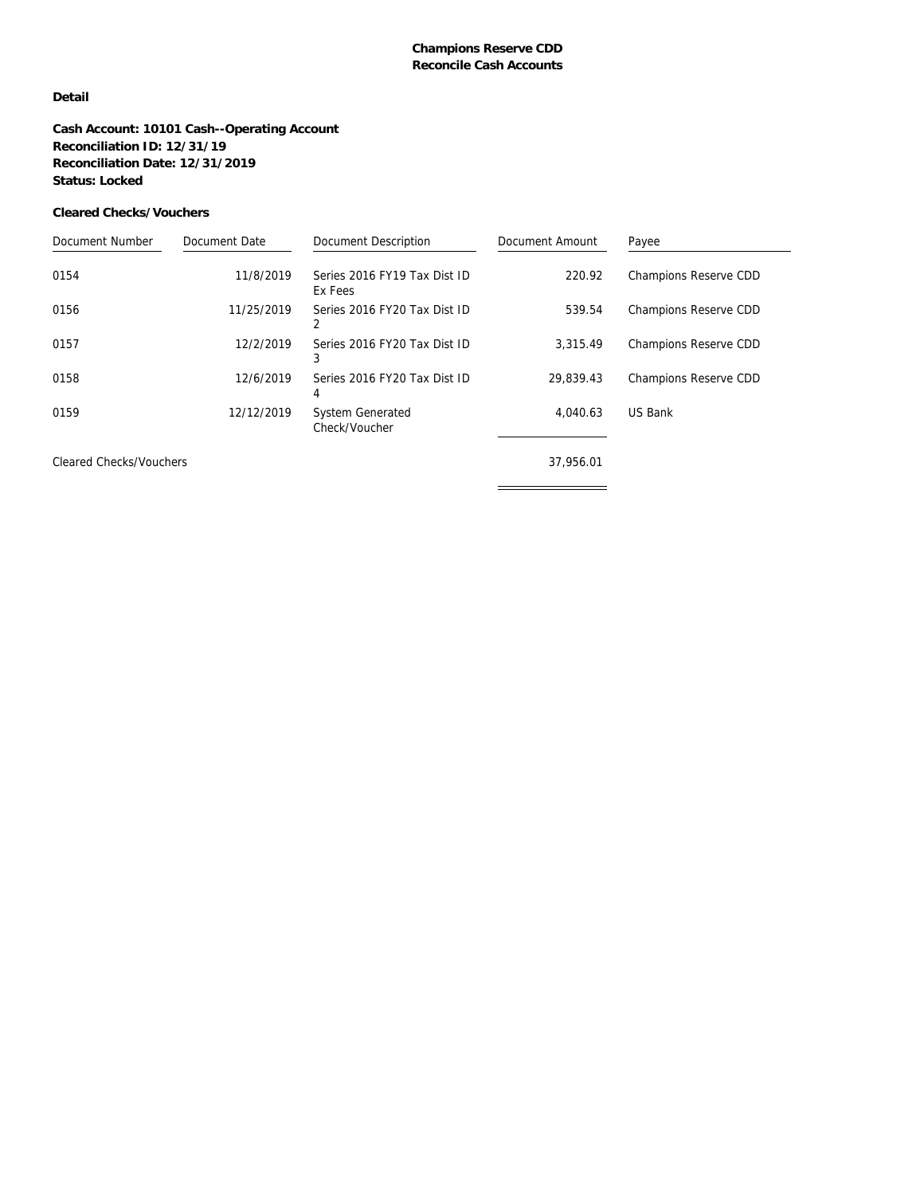**Champions Reserve CDD**
**Reconcile Cash Accounts**

**Detail**

**Cash Account: 10101 Cash--Operating Account**
**Reconciliation ID: 12/31/19**
**Reconciliation Date: 12/31/2019**
**Status: Locked**

**Cleared Checks/Vouchers**

| Document Number | Document Date | Document Description | Document Amount | Payee |
|---|---|---|---|---|
| 0154 | 11/8/2019 | Series 2016 FY19 Tax Dist ID Ex Fees | 220.92 | Champions Reserve CDD |
| 0156 | 11/25/2019 | Series 2016 FY20 Tax Dist ID 2 | 539.54 | Champions Reserve CDD |
| 0157 | 12/2/2019 | Series 2016 FY20 Tax Dist ID 3 | 3,315.49 | Champions Reserve CDD |
| 0158 | 12/6/2019 | Series 2016 FY20 Tax Dist ID 4 | 29,839.43 | Champions Reserve CDD |
| 0159 | 12/12/2019 | System Generated Check/Voucher | 4,040.63 | US Bank |
| Cleared Checks/Vouchers | | | 37,956.01 | |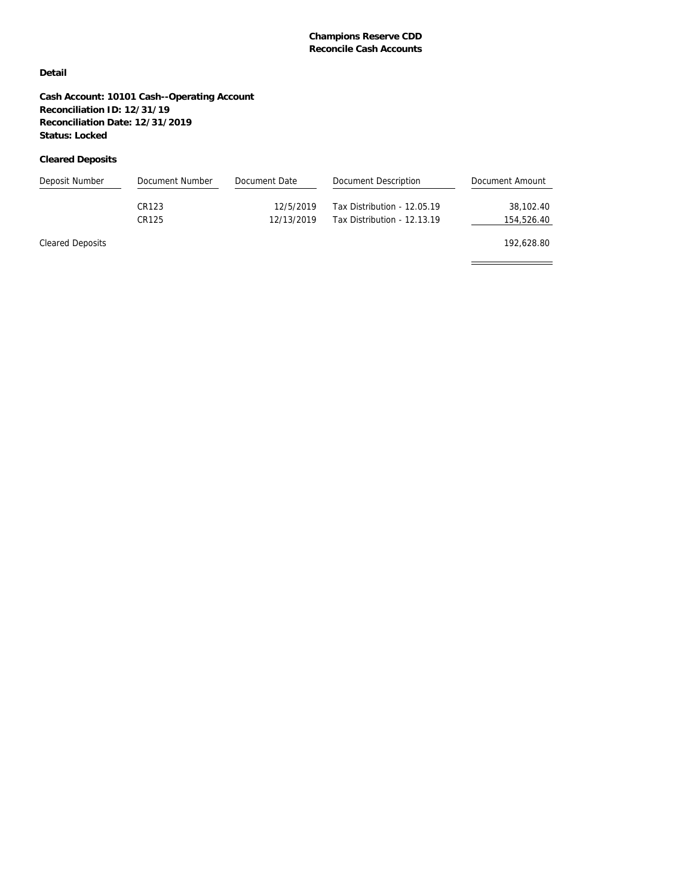**Champions Reserve CDD**
**Reconcile Cash Accounts**

**Detail**

**Cash Account: 10101 Cash--Operating Account**
**Reconciliation ID: 12/31/19**
**Reconciliation Date: 12/31/2019**
**Status: Locked**

**Cleared Deposits**

| Deposit Number | Document Number | Document Date | Document Description | Document Amount |
|---|---|---|---|---|
| | CR123 | 12/5/2019 | Tax Distribution - 12.05.19 | 38,102.40 |
| | CR125 | 12/13/2019 | Tax Distribution - 12.13.19 | 154,526.40 |
| Cleared Deposits | | | | 192,628.80 |